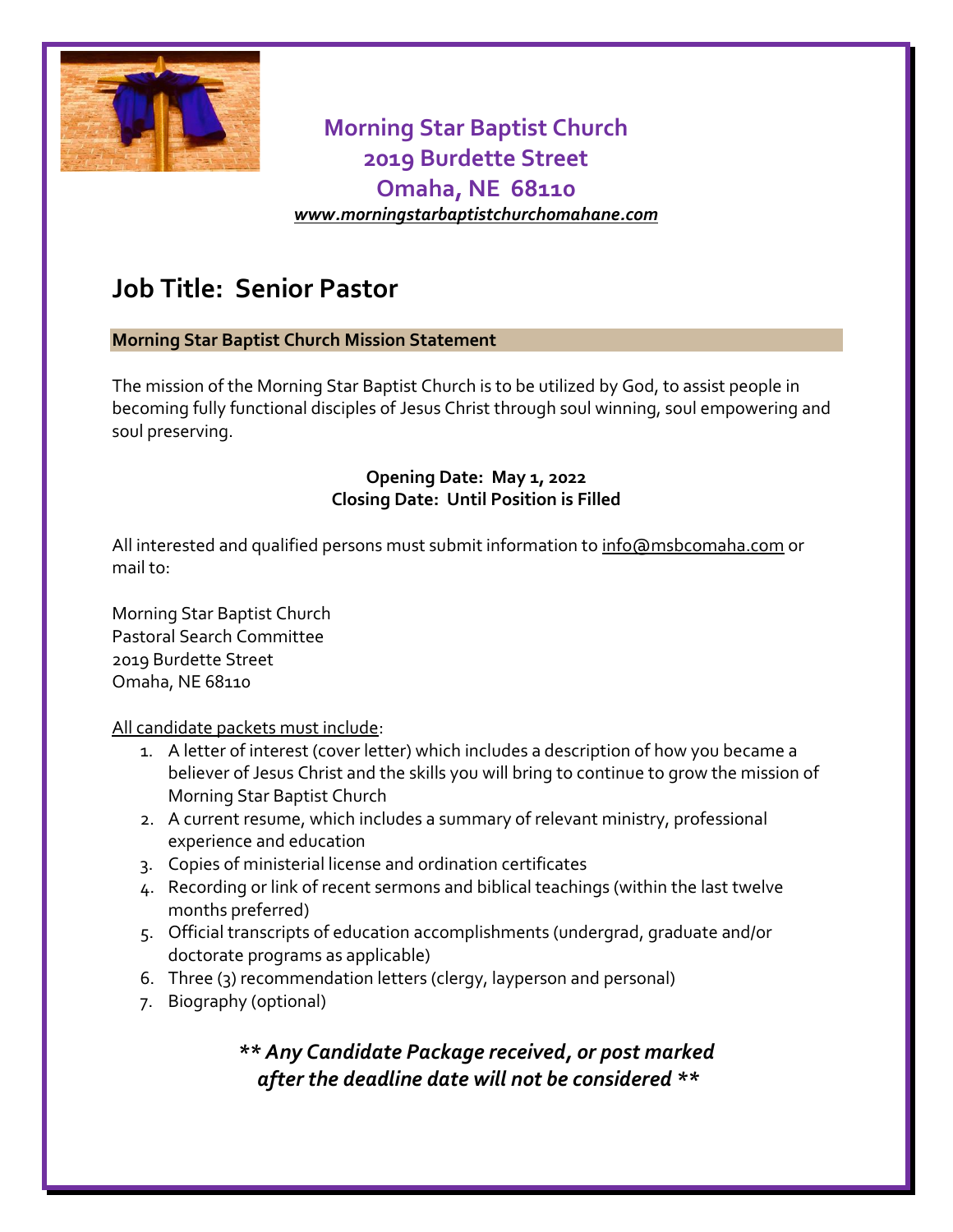**Morning Star Baptist Church**
**2019 Burdette Street**
**Omaha, NE 68110**
***www.morningstarbaptistchurchomahane.com***

# Job Title: Senior Pastor

**Morning Star Baptist Church Mission Statement**

The mission of the Morning Star Baptist Church is to be utilized by God, to assist people in becoming fully functional disciples of Jesus Christ through soul winning, soul empowering and soul preserving.

**Opening Date: May 1, 2022**
**Closing Date: Until Position is Filled**

All interested and qualified persons must submit information to info@msbcomaha.com or mail to:

Morning Star Baptist Church
Pastoral Search Committee
2019 Burdette Street
Omaha, NE 68110

All candidate packets must include:

1. A letter of interest (cover letter) which includes a description of how you became a believer of Jesus Christ and the skills you will bring to continue to grow the mission of Morning Star Baptist Church
2. A current resume, which includes a summary of relevant ministry, professional experience and education
3. Copies of ministerial license and ordination certificates
4. Recording or link of recent sermons and biblical teachings (within the last twelve months preferred)
5. Official transcripts of education accomplishments (undergrad, graduate and/or doctorate programs as applicable)
6. Three (3) recommendation letters (clergy, layperson and personal)
7. Biography (optional)

***\*\* Any Candidate Package received, or post marked after the deadline date will not be considered \*\****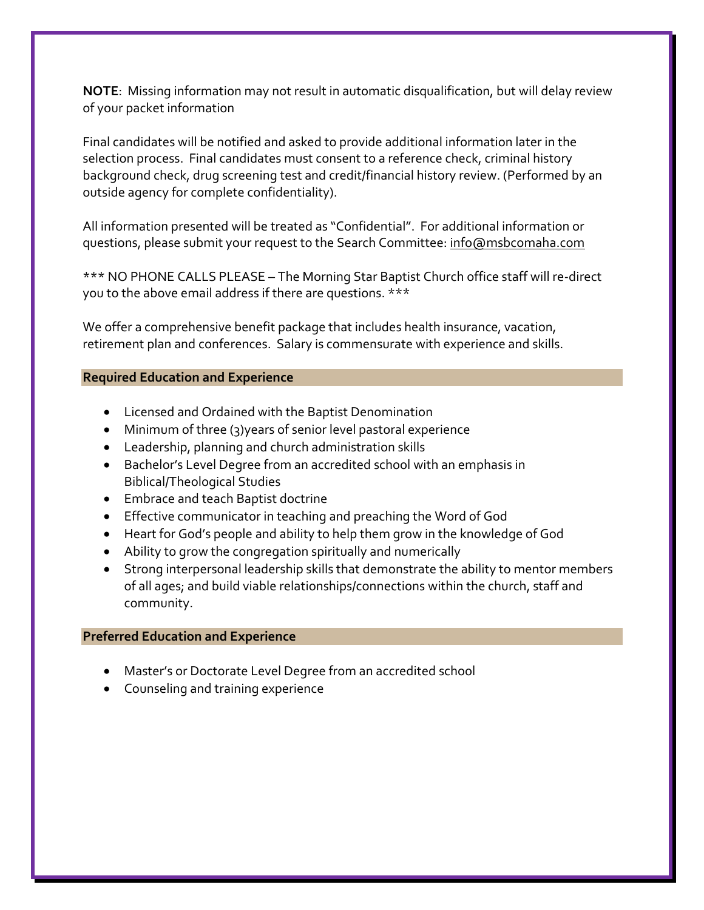**NOTE**: Missing information may not result in automatic disqualification, but will delay review of your packet information

Final candidates will be notified and asked to provide additional information later in the selection process. Final candidates must consent to a reference check, criminal history background check, drug screening test and credit/financial history review. (Performed by an outside agency for complete confidentiality).

All information presented will be treated as "Confidential". For additional information or questions, please submit your request to the Search Committee: info@msbcomaha.com

*** NO PHONE CALLS PLEASE – The Morning Star Baptist Church office staff will re-direct you to the above email address if there are questions. ***

We offer a comprehensive benefit package that includes health insurance, vacation, retirement plan and conferences. Salary is commensurate with experience and skills.

**Required Education and Experience**

- Licensed and Ordained with the Baptist Denomination
- Minimum of three (3)years of senior level pastoral experience
- Leadership, planning and church administration skills
- Bachelor's Level Degree from an accredited school with an emphasis in Biblical/Theological Studies
- Embrace and teach Baptist doctrine
- Effective communicator in teaching and preaching the Word of God
- Heart for God's people and ability to help them grow in the knowledge of God
- Ability to grow the congregation spiritually and numerically
- Strong interpersonal leadership skills that demonstrate the ability to mentor members of all ages; and build viable relationships/connections within the church, staff and community.

**Preferred Education and Experience**

- Master's or Doctorate Level Degree from an accredited school
- Counseling and training experience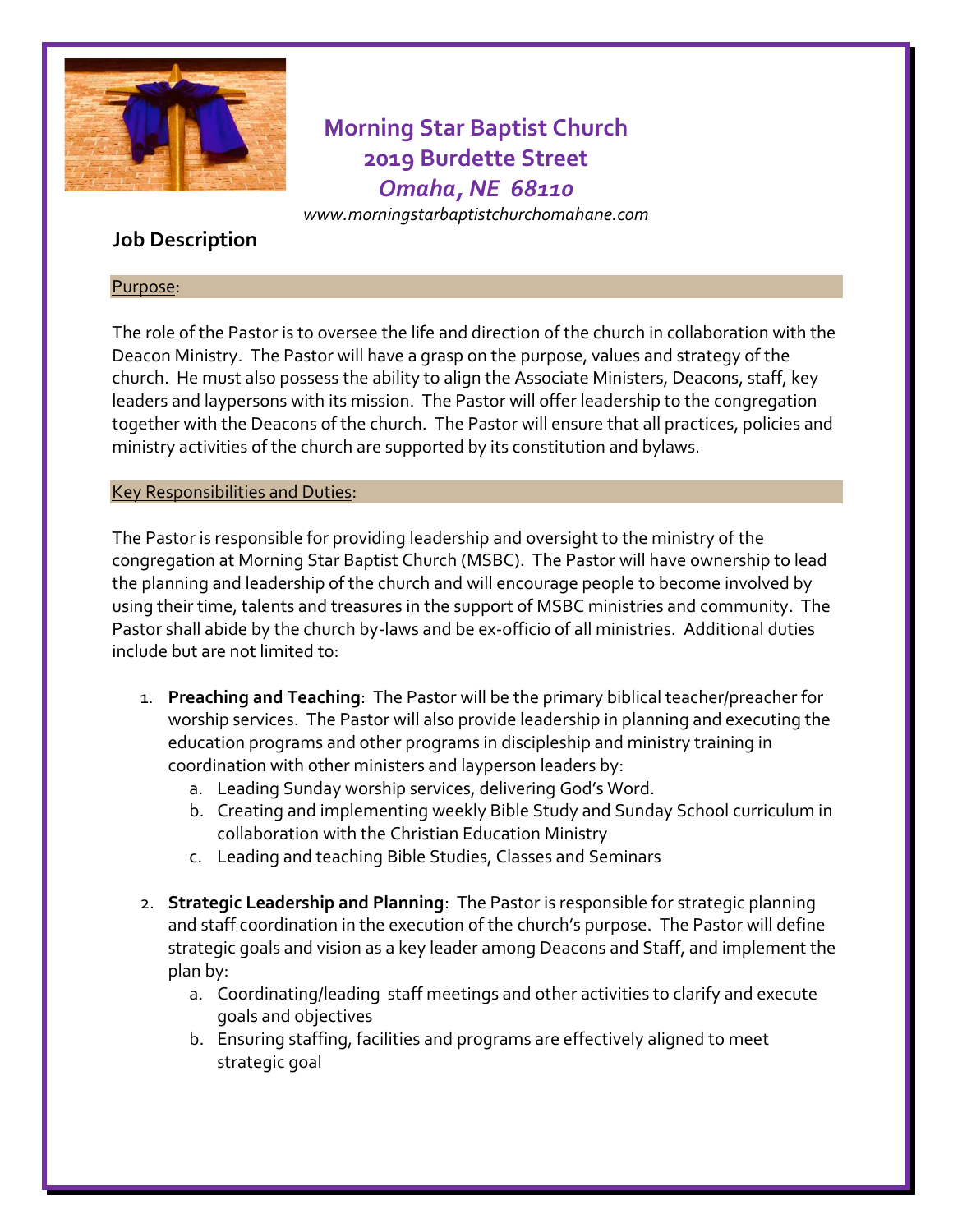# Morning Star Baptist Church
## 2019 Burdette Street
## *Omaha, NE 68110*

www.morningstarbaptistchurchomahane.com

## Job Description

### Purpose:

The role of the Pastor is to oversee the life and direction of the church in collaboration with the Deacon Ministry. The Pastor will have a grasp on the purpose, values and strategy of the church. He must also possess the ability to align the Associate Ministers, Deacons, staff, key leaders and laypersons with its mission. The Pastor will offer leadership to the congregation together with the Deacons of the church. The Pastor will ensure that all practices, policies and ministry activities of the church are supported by its constitution and bylaws.

### Key Responsibilities and Duties:

The Pastor is responsible for providing leadership and oversight to the ministry of the congregation at Morning Star Baptist Church (MSBC). The Pastor will have ownership to lead the planning and leadership of the church and will encourage people to become involved by using their time, talents and treasures in the support of MSBC ministries and community. The Pastor shall abide by the church by-laws and be ex-officio of all ministries. Additional duties include but are not limited to:

1. **Preaching and Teaching**: The Pastor will be the primary biblical teacher/preacher for worship services. The Pastor will also provide leadership in planning and executing the education programs and other programs in discipleship and ministry training in coordination with other ministers and layperson leaders by:
   a. Leading Sunday worship services, delivering God's Word.
   b. Creating and implementing weekly Bible Study and Sunday School curriculum in collaboration with the Christian Education Ministry
   c. Leading and teaching Bible Studies, Classes and Seminars

2. **Strategic Leadership and Planning**: The Pastor is responsible for strategic planning and staff coordination in the execution of the church's purpose. The Pastor will define strategic goals and vision as a key leader among Deacons and Staff, and implement the plan by:
   a. Coordinating/leading staff meetings and other activities to clarify and execute goals and objectives
   b. Ensuring staffing, facilities and programs are effectively aligned to meet strategic goal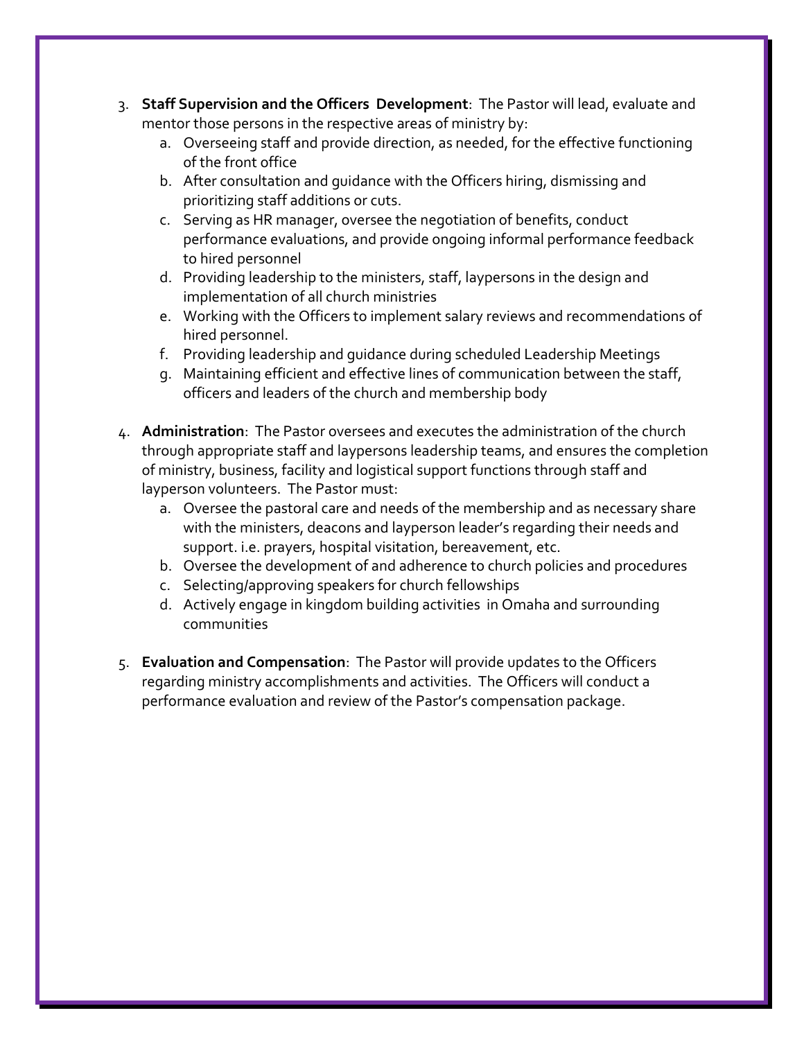3. **Staff Supervision and the Officers  Development**:  The Pastor will lead, evaluate and mentor those persons in the respective areas of ministry by:
   a. Overseeing staff and provide direction, as needed, for the effective functioning of the front office
   b. After consultation and guidance with the Officers hiring, dismissing and prioritizing staff additions or cuts.
   c. Serving as HR manager, oversee the negotiation of benefits, conduct performance evaluations, and provide ongoing informal performance feedback to hired personnel
   d. Providing leadership to the ministers, staff, laypersons in the design and implementation of all church ministries
   e. Working with the Officers to implement salary reviews and recommendations of hired personnel.
   f. Providing leadership and guidance during scheduled Leadership Meetings
   g. Maintaining efficient and effective lines of communication between the staff, officers and leaders of the church and membership body

4. **Administration**:  The Pastor oversees and executes the administration of the church through appropriate staff and laypersons leadership teams, and ensures the completion of ministry, business, facility and logistical support functions through staff and layperson volunteers.  The Pastor must:
   a. Oversee the pastoral care and needs of the membership and as necessary share with the ministers, deacons and layperson leader's regarding their needs and support. i.e. prayers, hospital visitation, bereavement, etc.
   b. Oversee the development of and adherence to church policies and procedures
   c. Selecting/approving speakers for church fellowships
   d. Actively engage in kingdom building activities  in Omaha and surrounding communities

5. **Evaluation and Compensation**:  The Pastor will provide updates to the Officers regarding ministry accomplishments and activities.  The Officers will conduct a performance evaluation and review of the Pastor's compensation package.